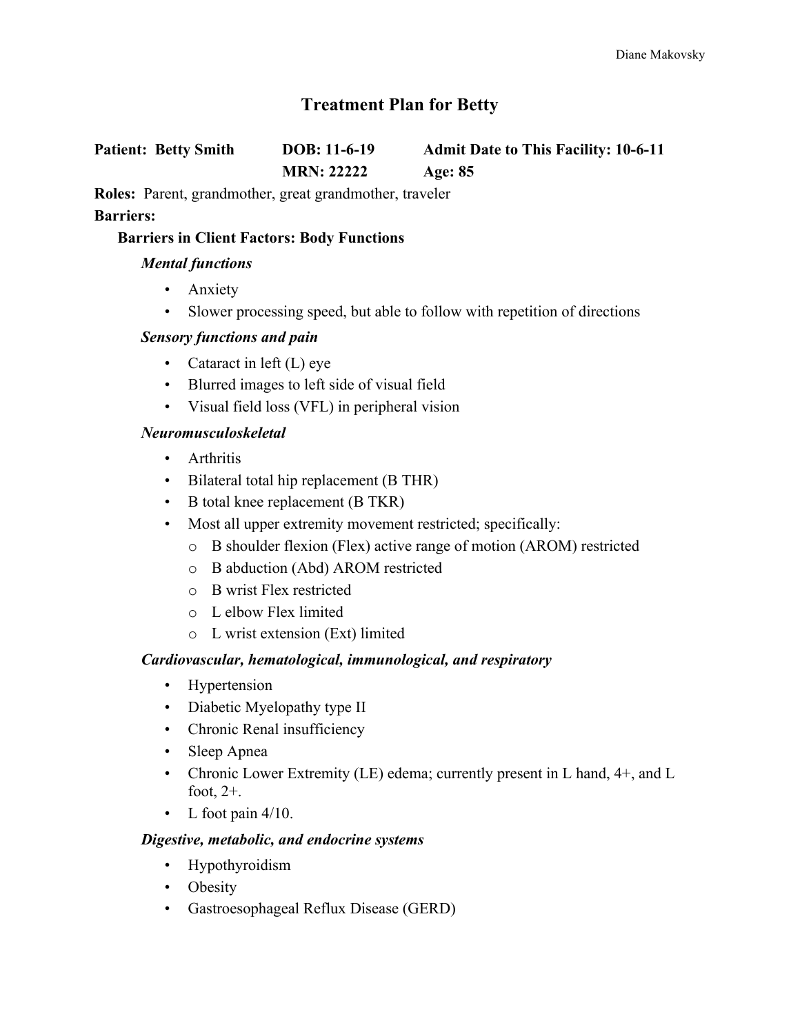# Treatment Plan for Betty

**Patient: Betty Smith** **DOB: 11-6-19** **Admit Date to This Facility: 10-6-11**
**MRN: 22222** **Age: 85**

**Roles:** Parent, grandmother, great grandmother, traveler

**Barriers:**

**Barriers in Client Factors: Body Functions**

***Mental functions***

- Anxiety
- Slower processing speed, but able to follow with repetition of directions

***Sensory functions and pain***

- Cataract in left (L) eye
- Blurred images to left side of visual field
- Visual field loss (VFL) in peripheral vision

***Neuromusculoskeletal***

- Arthritis
- Bilateral total hip replacement (B THR)
- B total knee replacement (B TKR)
- Most all upper extremity movement restricted; specifically:
  - B shoulder flexion (Flex) active range of motion (AROM) restricted
  - B abduction (Abd) AROM restricted
  - B wrist Flex restricted
  - L elbow Flex limited
  - L wrist extension (Ext) limited

***Cardiovascular, hematological, immunological, and respiratory***

- Hypertension
- Diabetic Myelopathy type II
- Chronic Renal insufficiency
- Sleep Apnea
- Chronic Lower Extremity (LE) edema; currently present in L hand, 4+, and L foot, 2+.
- L foot pain 4/10.

***Digestive, metabolic, and endocrine systems***

- Hypothyroidism
- Obesity
- Gastroesophageal Reflux Disease (GERD)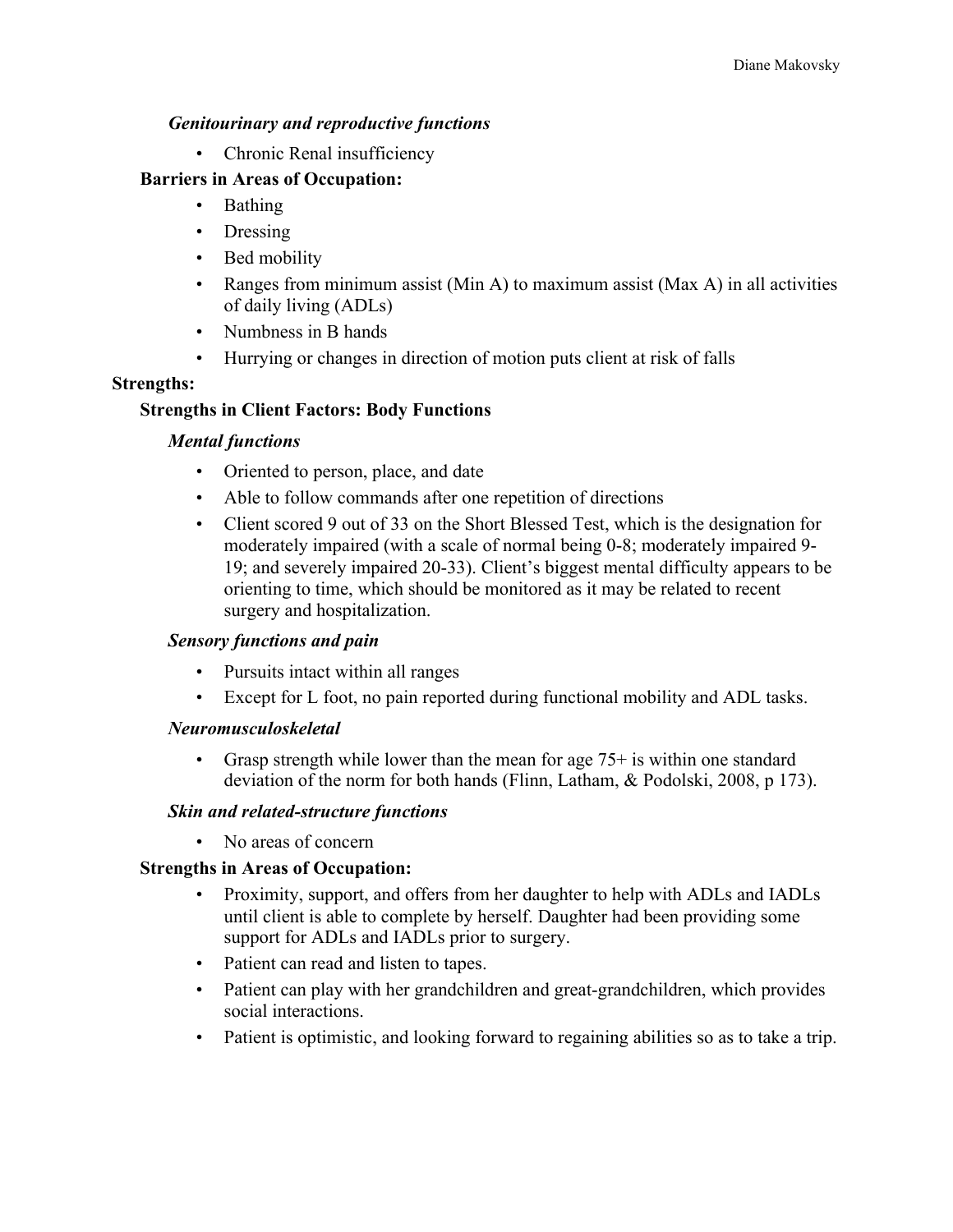*Genitourinary and reproductive functions*

- Chronic Renal insufficiency

**Barriers in Areas of Occupation:**

- Bathing
- Dressing
- Bed mobility
- Ranges from minimum assist (Min A) to maximum assist (Max A) in all activities of daily living (ADLs)
- Numbness in B hands
- Hurrying or changes in direction of motion puts client at risk of falls

**Strengths:**

**Strengths in Client Factors: Body Functions**

*Mental functions*

- Oriented to person, place, and date
- Able to follow commands after one repetition of directions
- Client scored 9 out of 33 on the Short Blessed Test, which is the designation for moderately impaired (with a scale of normal being 0-8; moderately impaired 9-19; and severely impaired 20-33). Client's biggest mental difficulty appears to be orienting to time, which should be monitored as it may be related to recent surgery and hospitalization.

*Sensory functions and pain*

- Pursuits intact within all ranges
- Except for L foot, no pain reported during functional mobility and ADL tasks.

*Neuromusculoskeletal*

- Grasp strength while lower than the mean for age 75+ is within one standard deviation of the norm for both hands (Flinn, Latham, & Podolski, 2008, p 173).

*Skin and related-structure functions*

- No areas of concern

**Strengths in Areas of Occupation:**

- Proximity, support, and offers from her daughter to help with ADLs and IADLs until client is able to complete by herself. Daughter had been providing some support for ADLs and IADLs prior to surgery.
- Patient can read and listen to tapes.
- Patient can play with her grandchildren and great-grandchildren, which provides social interactions.
- Patient is optimistic, and looking forward to regaining abilities so as to take a trip.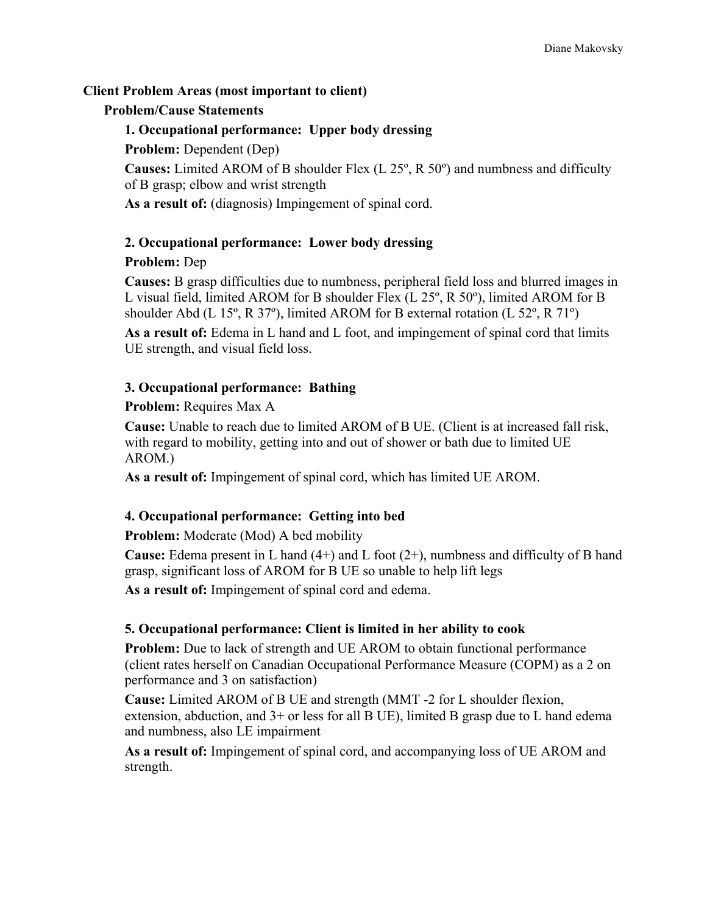## Client Problem Areas (most important to client)

### Problem/Cause Statements

#### 1. Occupational performance: Upper body dressing

**Problem:** Dependent (Dep)

**Causes:** Limited AROM of B shoulder Flex (L 25º, R 50º) and numbness and difficulty of B grasp; elbow and wrist strength

**As a result of:** (diagnosis) Impingement of spinal cord.

#### 2. Occupational performance: Lower body dressing

**Problem:** Dep

**Causes:** B grasp difficulties due to numbness, peripheral field loss and blurred images in L visual field, limited AROM for B shoulder Flex (L 25º, R 50º), limited AROM for B shoulder Abd (L 15º, R 37º), limited AROM for B external rotation (L 52º, R 71º)

**As a result of:** Edema in L hand and L foot, and impingement of spinal cord that limits UE strength, and visual field loss.

#### 3. Occupational performance: Bathing

**Problem:** Requires Max A

**Cause:** Unable to reach due to limited AROM of B UE. (Client is at increased fall risk, with regard to mobility, getting into and out of shower or bath due to limited UE AROM.)

**As a result of:** Impingement of spinal cord, which has limited UE AROM.

#### 4. Occupational performance: Getting into bed

**Problem:** Moderate (Mod) A bed mobility

**Cause:** Edema present in L hand (4+) and L foot (2+), numbness and difficulty of B hand grasp, significant loss of AROM for B UE so unable to help lift legs

**As a result of:** Impingement of spinal cord and edema.

#### 5. Occupational performance: Client is limited in her ability to cook

**Problem:** Due to lack of strength and UE AROM to obtain functional performance (client rates herself on Canadian Occupational Performance Measure (COPM) as a 2 on performance and 3 on satisfaction)

**Cause:** Limited AROM of B UE and strength (MMT -2 for L shoulder flexion, extension, abduction, and 3+ or less for all B UE), limited B grasp due to L hand edema and numbness, also LE impairment

**As a result of:** Impingement of spinal cord, and accompanying loss of UE AROM and strength.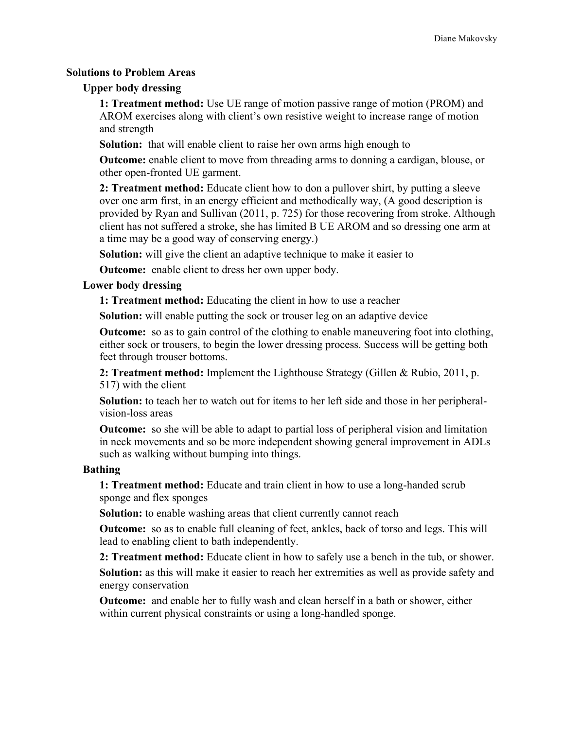### Solutions to Problem Areas

#### Upper body dressing

**1: Treatment method:** Use UE range of motion passive range of motion (PROM) and AROM exercises along with client's own resistive weight to increase range of motion and strength

**Solution:** that will enable client to raise her own arms high enough to

**Outcome:** enable client to move from threading arms to donning a cardigan, blouse, or other open-fronted UE garment.

**2: Treatment method:** Educate client how to don a pullover shirt, by putting a sleeve over one arm first, in an energy efficient and methodically way, (A good description is provided by Ryan and Sullivan (2011, p. 725) for those recovering from stroke. Although client has not suffered a stroke, she has limited B UE AROM and so dressing one arm at a time may be a good way of conserving energy.)

**Solution:** will give the client an adaptive technique to make it easier to

**Outcome:** enable client to dress her own upper body.

#### Lower body dressing

**1: Treatment method:** Educating the client in how to use a reacher

**Solution:** will enable putting the sock or trouser leg on an adaptive device

**Outcome:** so as to gain control of the clothing to enable maneuvering foot into clothing, either sock or trousers, to begin the lower dressing process. Success will be getting both feet through trouser bottoms.

**2: Treatment method:** Implement the Lighthouse Strategy (Gillen & Rubio, 2011, p. 517) with the client

**Solution:** to teach her to watch out for items to her left side and those in her peripheral-vision-loss areas

**Outcome:** so she will be able to adapt to partial loss of peripheral vision and limitation in neck movements and so be more independent showing general improvement in ADLs such as walking without bumping into things.

#### Bathing

**1: Treatment method:** Educate and train client in how to use a long-handed scrub sponge and flex sponges

**Solution:** to enable washing areas that client currently cannot reach

**Outcome:** so as to enable full cleaning of feet, ankles, back of torso and legs. This will lead to enabling client to bath independently.

**2: Treatment method:** Educate client in how to safely use a bench in the tub, or shower.

**Solution:** as this will make it easier to reach her extremities as well as provide safety and energy conservation

**Outcome:** and enable her to fully wash and clean herself in a bath or shower, either within current physical constraints or using a long-handled sponge.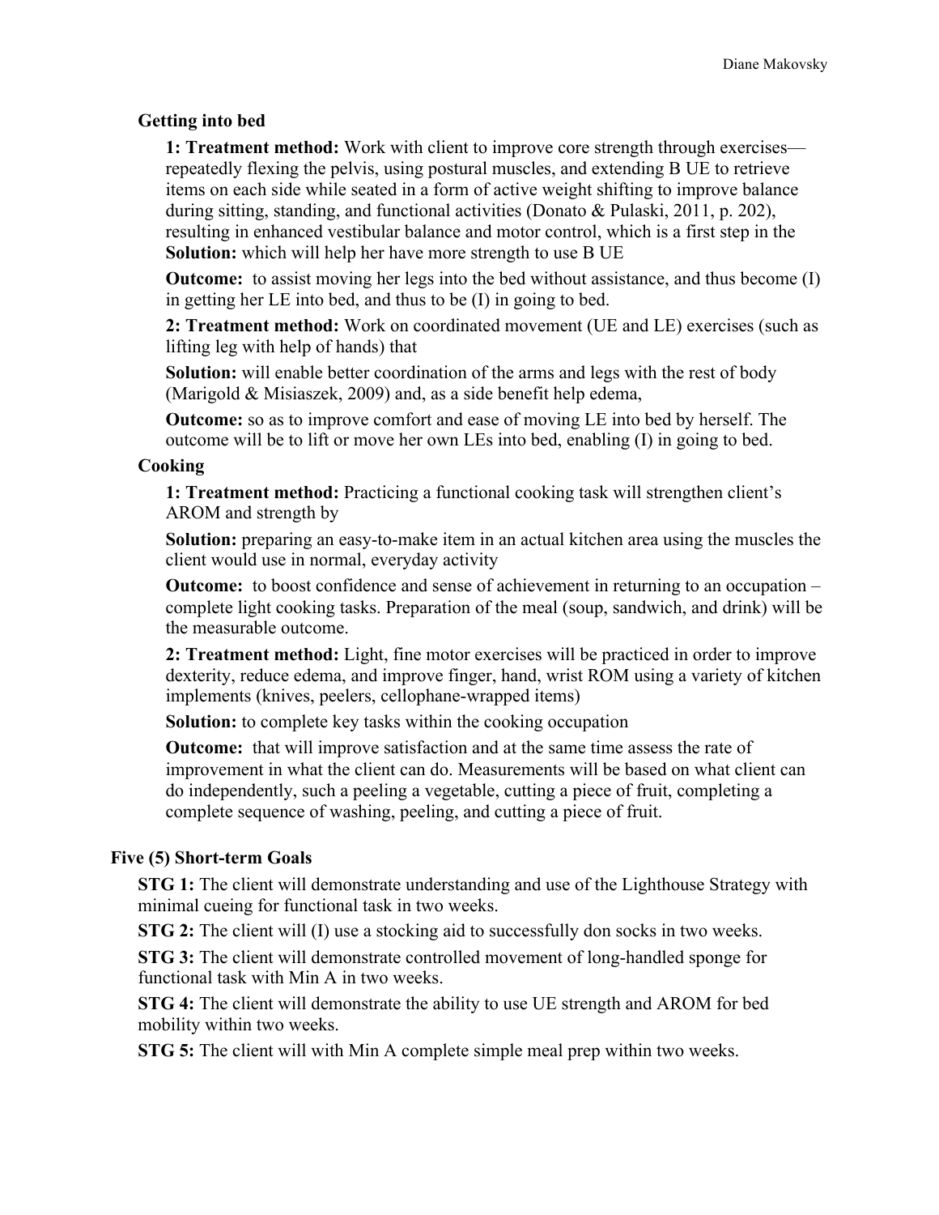**Getting into bed**

**1: Treatment method:** Work with client to improve core strength through exercises—repeatedly flexing the pelvis, using postural muscles, and extending B UE to retrieve items on each side while seated in a form of active weight shifting to improve balance during sitting, standing, and functional activities (Donato & Pulaski, 2011, p. 202), resulting in enhanced vestibular balance and motor control, which is a first step in the **Solution:** which will help her have more strength to use B UE

**Outcome:** to assist moving her legs into the bed without assistance, and thus become (I) in getting her LE into bed, and thus to be (I) in going to bed.

**2: Treatment method:** Work on coordinated movement (UE and LE) exercises (such as lifting leg with help of hands) that

**Solution:** will enable better coordination of the arms and legs with the rest of body (Marigold & Misiaszek, 2009) and, as a side benefit help edema,

**Outcome:** so as to improve comfort and ease of moving LE into bed by herself. The outcome will be to lift or move her own LEs into bed, enabling (I) in going to bed.

**Cooking**

**1: Treatment method:** Practicing a functional cooking task will strengthen client's AROM and strength by

**Solution:** preparing an easy-to-make item in an actual kitchen area using the muscles the client would use in normal, everyday activity

**Outcome:** to boost confidence and sense of achievement in returning to an occupation – complete light cooking tasks. Preparation of the meal (soup, sandwich, and drink) will be the measurable outcome.

**2: Treatment method:** Light, fine motor exercises will be practiced in order to improve dexterity, reduce edema, and improve finger, hand, wrist ROM using a variety of kitchen implements (knives, peelers, cellophane-wrapped items)

**Solution:** to complete key tasks within the cooking occupation

**Outcome:** that will improve satisfaction and at the same time assess the rate of improvement in what the client can do. Measurements will be based on what client can do independently, such a peeling a vegetable, cutting a piece of fruit, completing a complete sequence of washing, peeling, and cutting a piece of fruit.

**Five (5) Short-term Goals**

**STG 1:** The client will demonstrate understanding and use of the Lighthouse Strategy with minimal cueing for functional task in two weeks.

**STG 2:** The client will (I) use a stocking aid to successfully don socks in two weeks.

**STG 3:** The client will demonstrate controlled movement of long-handled sponge for functional task with Min A in two weeks.

**STG 4:** The client will demonstrate the ability to use UE strength and AROM for bed mobility within two weeks.

**STG 5:** The client will with Min A complete simple meal prep within two weeks.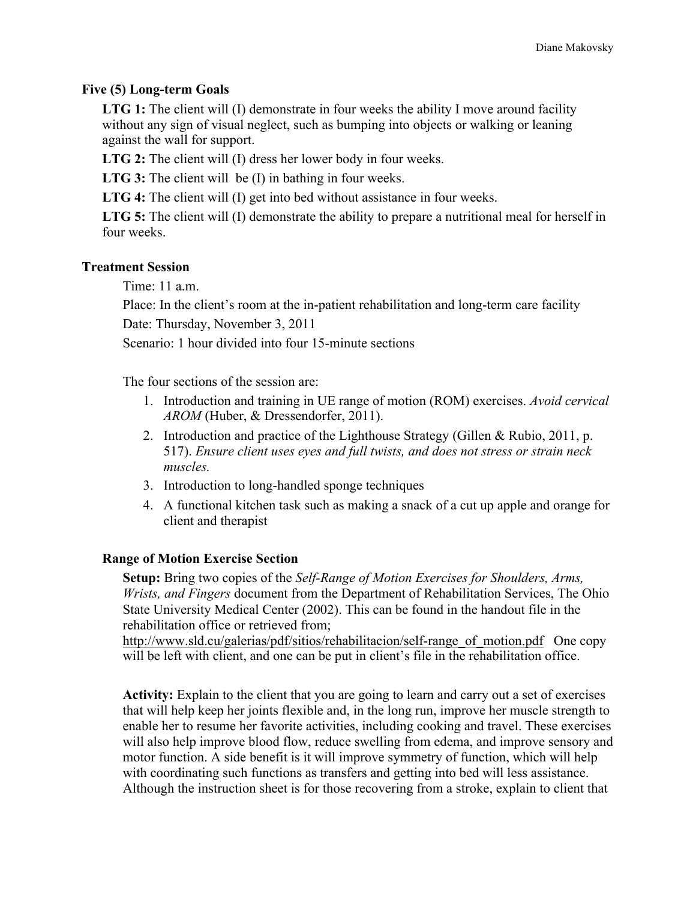### Five (5) Long-term Goals

**LTG 1:** The client will (I) demonstrate in four weeks the ability I move around facility without any sign of visual neglect, such as bumping into objects or walking or leaning against the wall for support.

**LTG 2:** The client will (I) dress her lower body in four weeks.

**LTG 3:** The client will be (I) in bathing in four weeks.

**LTG 4:** The client will (I) get into bed without assistance in four weeks.

**LTG 5:** The client will (I) demonstrate the ability to prepare a nutritional meal for herself in four weeks.

### Treatment Session

Time: 11 a.m.

Place: In the client's room at the in-patient rehabilitation and long-term care facility

Date: Thursday, November 3, 2011

Scenario: 1 hour divided into four 15-minute sections

The four sections of the session are:

1. Introduction and training in UE range of motion (ROM) exercises. *Avoid cervical AROM* (Huber, & Dressendorfer, 2011).
2. Introduction and practice of the Lighthouse Strategy (Gillen & Rubio, 2011, p. 517). *Ensure client uses eyes and full twists, and does not stress or strain neck muscles.*
3. Introduction to long-handled sponge techniques
4. A functional kitchen task such as making a snack of a cut up apple and orange for client and therapist

#### Range of Motion Exercise Section

**Setup:** Bring two copies of the *Self-Range of Motion Exercises for Shoulders, Arms, Wrists, and Fingers* document from the Department of Rehabilitation Services, The Ohio State University Medical Center (2002). This can be found in the handout file in the rehabilitation office or retrieved from; http://www.sld.cu/galerias/pdf/sitios/rehabilitacion/self-range_of_motion.pdf One copy will be left with client, and one can be put in client's file in the rehabilitation office.

**Activity:** Explain to the client that you are going to learn and carry out a set of exercises that will help keep her joints flexible and, in the long run, improve her muscle strength to enable her to resume her favorite activities, including cooking and travel. These exercises will also help improve blood flow, reduce swelling from edema, and improve sensory and motor function. A side benefit is it will improve symmetry of function, which will help with coordinating such functions as transfers and getting into bed will less assistance. Although the instruction sheet is for those recovering from a stroke, explain to client that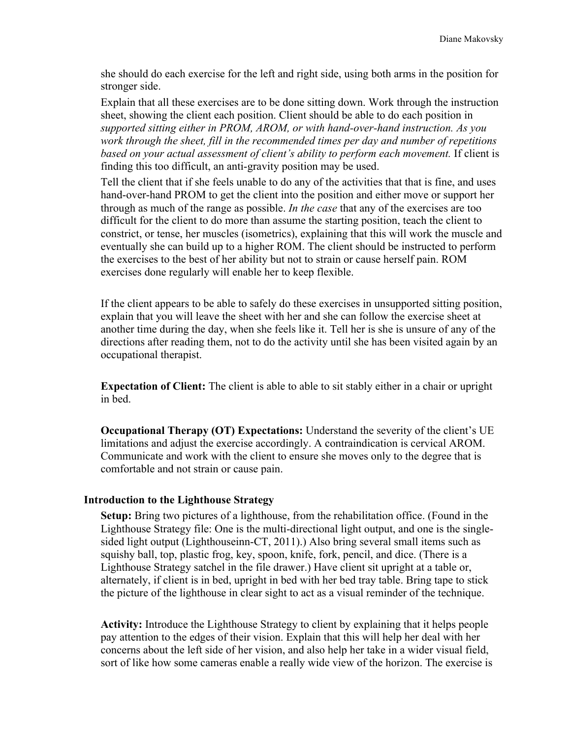she should do each exercise for the left and right side, using both arms in the position for stronger side.

Explain that all these exercises are to be done sitting down. Work through the instruction sheet, showing the client each position. Client should be able to do each position in *supported sitting either in PROM, AROM, or with hand-over-hand instruction. As you work through the sheet, fill in the recommended times per day and number of repetitions based on your actual assessment of client's ability to perform each movement.* If client is finding this too difficult, an anti-gravity position may be used.

Tell the client that if she feels unable to do any of the activities that that is fine, and uses hand-over-hand PROM to get the client into the position and either move or support her through as much of the range as possible. *In the case* that any of the exercises are too difficult for the client to do more than assume the starting position, teach the client to constrict, or tense, her muscles (isometrics), explaining that this will work the muscle and eventually she can build up to a higher ROM. The client should be instructed to perform the exercises to the best of her ability but not to strain or cause herself pain. ROM exercises done regularly will enable her to keep flexible.

If the client appears to be able to safely do these exercises in unsupported sitting position, explain that you will leave the sheet with her and she can follow the exercise sheet at another time during the day, when she feels like it. Tell her is she is unsure of any of the directions after reading them, not to do the activity until she has been visited again by an occupational therapist.

**Expectation of Client:** The client is able to able to sit stably either in a chair or upright in bed.

**Occupational Therapy (OT) Expectations:** Understand the severity of the client's UE limitations and adjust the exercise accordingly. A contraindication is cervical AROM. Communicate and work with the client to ensure she moves only to the degree that is comfortable and not strain or cause pain.

### Introduction to the Lighthouse Strategy

**Setup:** Bring two pictures of a lighthouse, from the rehabilitation office. (Found in the Lighthouse Strategy file: One is the multi-directional light output, and one is the single-sided light output (Lighthouseinn-CT, 2011).) Also bring several small items such as squishy ball, top, plastic frog, key, spoon, knife, fork, pencil, and dice. (There is a Lighthouse Strategy satchel in the file drawer.) Have client sit upright at a table or, alternately, if client is in bed, upright in bed with her bed tray table. Bring tape to stick the picture of the lighthouse in clear sight to act as a visual reminder of the technique.

**Activity:** Introduce the Lighthouse Strategy to client by explaining that it helps people pay attention to the edges of their vision. Explain that this will help her deal with her concerns about the left side of her vision, and also help her take in a wider visual field, sort of like how some cameras enable a really wide view of the horizon. The exercise is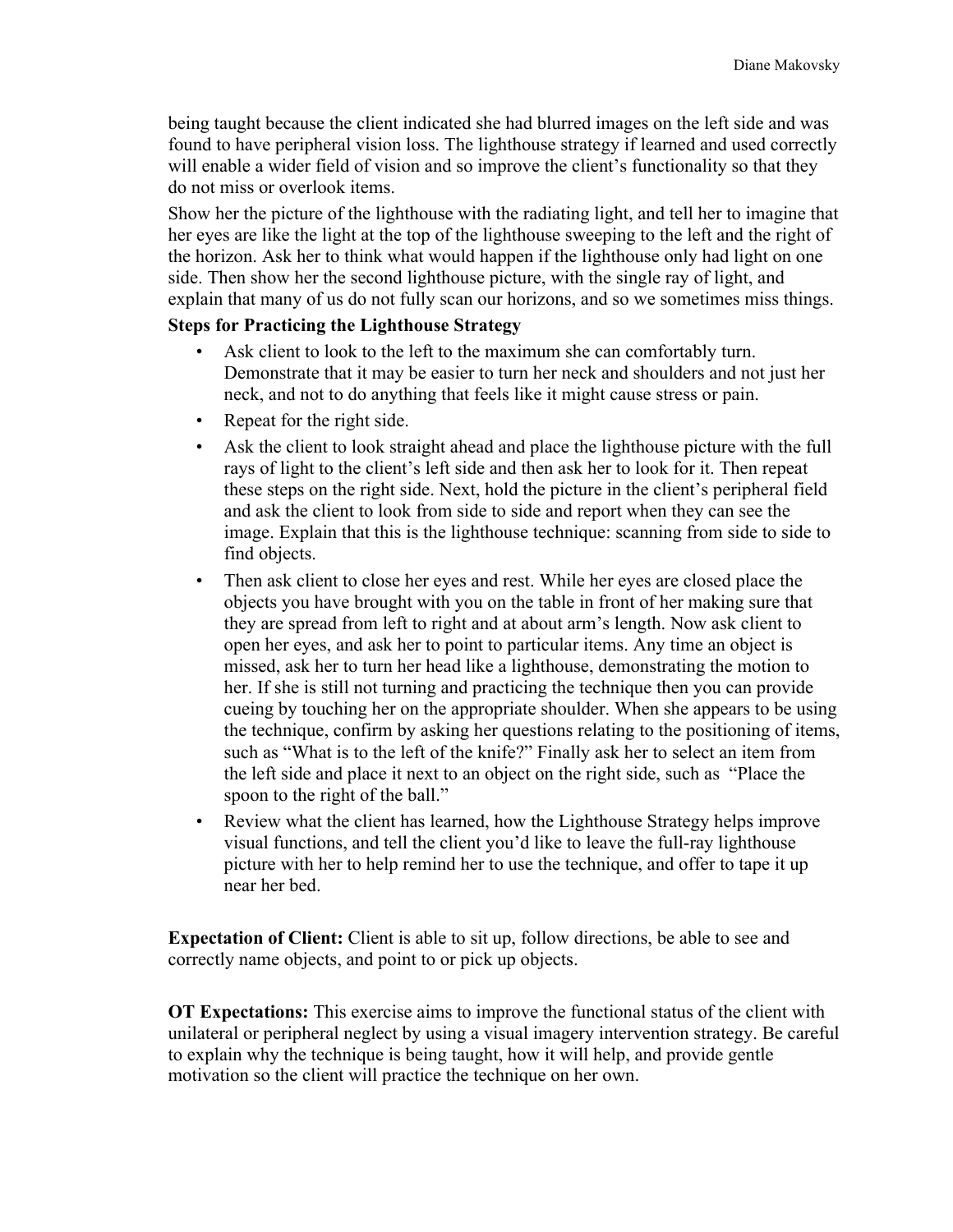being taught because the client indicated she had blurred images on the left side and was found to have peripheral vision loss. The lighthouse strategy if learned and used correctly will enable a wider field of vision and so improve the client's functionality so that they do not miss or overlook items.

Show her the picture of the lighthouse with the radiating light, and tell her to imagine that her eyes are like the light at the top of the lighthouse sweeping to the left and the right of the horizon. Ask her to think what would happen if the lighthouse only had light on one side. Then show her the second lighthouse picture, with the single ray of light, and explain that many of us do not fully scan our horizons, and so we sometimes miss things.

**Steps for Practicing the Lighthouse Strategy**

- Ask client to look to the left to the maximum she can comfortably turn. Demonstrate that it may be easier to turn her neck and shoulders and not just her neck, and not to do anything that feels like it might cause stress or pain.
- Repeat for the right side.
- Ask the client to look straight ahead and place the lighthouse picture with the full rays of light to the client's left side and then ask her to look for it. Then repeat these steps on the right side. Next, hold the picture in the client's peripheral field and ask the client to look from side to side and report when they can see the image. Explain that this is the lighthouse technique: scanning from side to side to find objects.
- Then ask client to close her eyes and rest. While her eyes are closed place the objects you have brought with you on the table in front of her making sure that they are spread from left to right and at about arm's length. Now ask client to open her eyes, and ask her to point to particular items. Any time an object is missed, ask her to turn her head like a lighthouse, demonstrating the motion to her. If she is still not turning and practicing the technique then you can provide cueing by touching her on the appropriate shoulder. When she appears to be using the technique, confirm by asking her questions relating to the positioning of items, such as "What is to the left of the knife?" Finally ask her to select an item from the left side and place it next to an object on the right side, such as "Place the spoon to the right of the ball."
- Review what the client has learned, how the Lighthouse Strategy helps improve visual functions, and tell the client you'd like to leave the full-ray lighthouse picture with her to help remind her to use the technique, and offer to tape it up near her bed.

**Expectation of Client:** Client is able to sit up, follow directions, be able to see and correctly name objects, and point to or pick up objects.

**OT Expectations:** This exercise aims to improve the functional status of the client with unilateral or peripheral neglect by using a visual imagery intervention strategy. Be careful to explain why the technique is being taught, how it will help, and provide gentle motivation so the client will practice the technique on her own.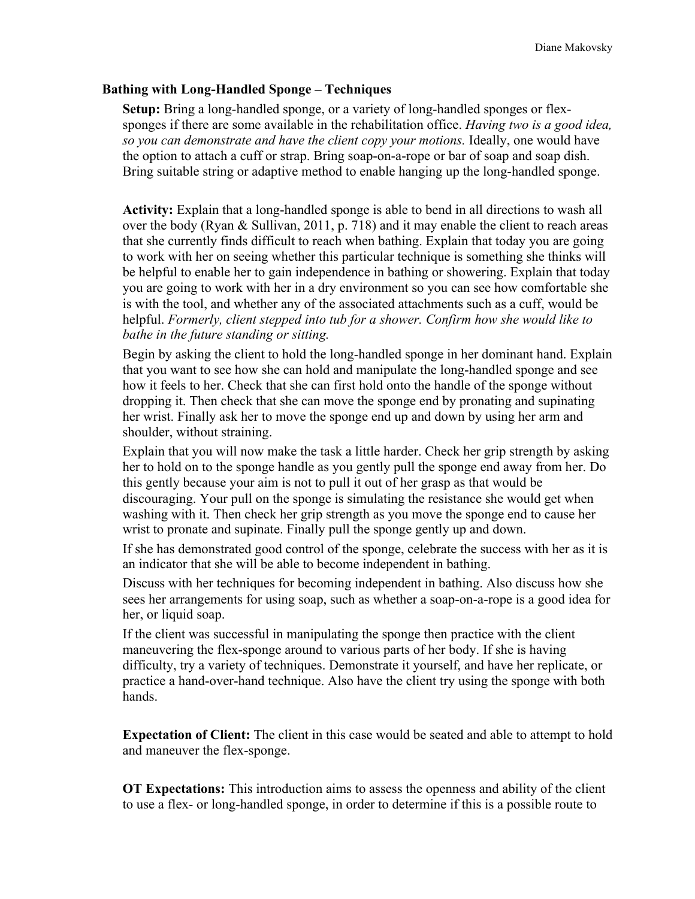### Bathing with Long-Handled Sponge – Techniques

**Setup:** Bring a long-handled sponge, or a variety of long-handled sponges or flex-sponges if there are some available in the rehabilitation office. *Having two is a good idea, so you can demonstrate and have the client copy your motions.* Ideally, one would have the option to attach a cuff or strap. Bring soap-on-a-rope or bar of soap and soap dish. Bring suitable string or adaptive method to enable hanging up the long-handled sponge.

**Activity:** Explain that a long-handled sponge is able to bend in all directions to wash all over the body (Ryan & Sullivan, 2011, p. 718) and it may enable the client to reach areas that she currently finds difficult to reach when bathing. Explain that today you are going to work with her on seeing whether this particular technique is something she thinks will be helpful to enable her to gain independence in bathing or showering. Explain that today you are going to work with her in a dry environment so you can see how comfortable she is with the tool, and whether any of the associated attachments such as a cuff, would be helpful. *Formerly, client stepped into tub for a shower. Confirm how she would like to bathe in the future standing or sitting.*

Begin by asking the client to hold the long-handled sponge in her dominant hand. Explain that you want to see how she can hold and manipulate the long-handled sponge and see how it feels to her. Check that she can first hold onto the handle of the sponge without dropping it. Then check that she can move the sponge end by pronating and supinating her wrist. Finally ask her to move the sponge end up and down by using her arm and shoulder, without straining.

Explain that you will now make the task a little harder. Check her grip strength by asking her to hold on to the sponge handle as you gently pull the sponge end away from her. Do this gently because your aim is not to pull it out of her grasp as that would be discouraging. Your pull on the sponge is simulating the resistance she would get when washing with it. Then check her grip strength as you move the sponge end to cause her wrist to pronate and supinate. Finally pull the sponge gently up and down.

If she has demonstrated good control of the sponge, celebrate the success with her as it is an indicator that she will be able to become independent in bathing.

Discuss with her techniques for becoming independent in bathing. Also discuss how she sees her arrangements for using soap, such as whether a soap-on-a-rope is a good idea for her, or liquid soap.

If the client was successful in manipulating the sponge then practice with the client maneuvering the flex-sponge around to various parts of her body. If she is having difficulty, try a variety of techniques. Demonstrate it yourself, and have her replicate, or practice a hand-over-hand technique. Also have the client try using the sponge with both hands.

**Expectation of Client:** The client in this case would be seated and able to attempt to hold and maneuver the flex-sponge.

**OT Expectations:** This introduction aims to assess the openness and ability of the client to use a flex- or long-handled sponge, in order to determine if this is a possible route to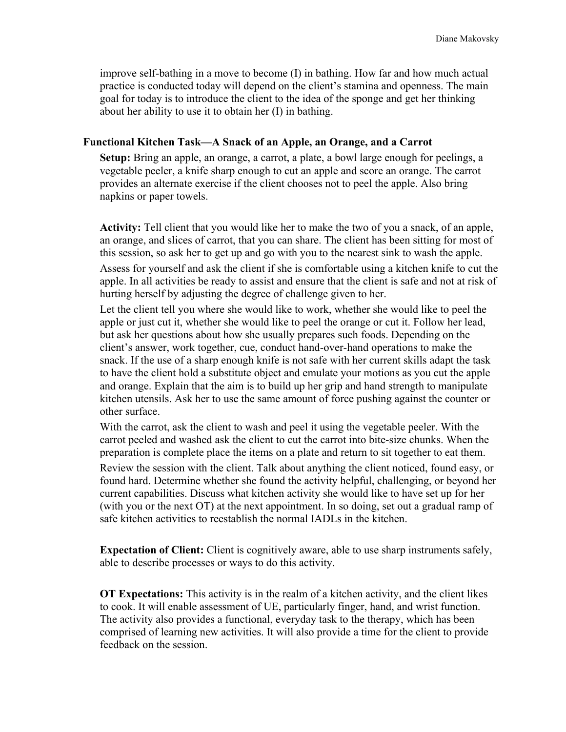improve self-bathing in a move to become (I) in bathing. How far and how much actual practice is conducted today will depend on the client's stamina and openness. The main goal for today is to introduce the client to the idea of the sponge and get her thinking about her ability to use it to obtain her (I) in bathing.

### Functional Kitchen Task—A Snack of an Apple, an Orange, and a Carrot

**Setup:** Bring an apple, an orange, a carrot, a plate, a bowl large enough for peelings, a vegetable peeler, a knife sharp enough to cut an apple and score an orange. The carrot provides an alternate exercise if the client chooses not to peel the apple. Also bring napkins or paper towels.

**Activity:** Tell client that you would like her to make the two of you a snack, of an apple, an orange, and slices of carrot, that you can share. The client has been sitting for most of this session, so ask her to get up and go with you to the nearest sink to wash the apple.

Assess for yourself and ask the client if she is comfortable using a kitchen knife to cut the apple. In all activities be ready to assist and ensure that the client is safe and not at risk of hurting herself by adjusting the degree of challenge given to her.

Let the client tell you where she would like to work, whether she would like to peel the apple or just cut it, whether she would like to peel the orange or cut it. Follow her lead, but ask her questions about how she usually prepares such foods. Depending on the client's answer, work together, cue, conduct hand-over-hand operations to make the snack. If the use of a sharp enough knife is not safe with her current skills adapt the task to have the client hold a substitute object and emulate your motions as you cut the apple and orange. Explain that the aim is to build up her grip and hand strength to manipulate kitchen utensils. Ask her to use the same amount of force pushing against the counter or other surface.

With the carrot, ask the client to wash and peel it using the vegetable peeler. With the carrot peeled and washed ask the client to cut the carrot into bite-size chunks. When the preparation is complete place the items on a plate and return to sit together to eat them.

Review the session with the client. Talk about anything the client noticed, found easy, or found hard. Determine whether she found the activity helpful, challenging, or beyond her current capabilities. Discuss what kitchen activity she would like to have set up for her (with you or the next OT) at the next appointment. In so doing, set out a gradual ramp of safe kitchen activities to reestablish the normal IADLs in the kitchen.

**Expectation of Client:** Client is cognitively aware, able to use sharp instruments safely, able to describe processes or ways to do this activity.

**OT Expectations:** This activity is in the realm of a kitchen activity, and the client likes to cook. It will enable assessment of UE, particularly finger, hand, and wrist function. The activity also provides a functional, everyday task to the therapy, which has been comprised of learning new activities. It will also provide a time for the client to provide feedback on the session.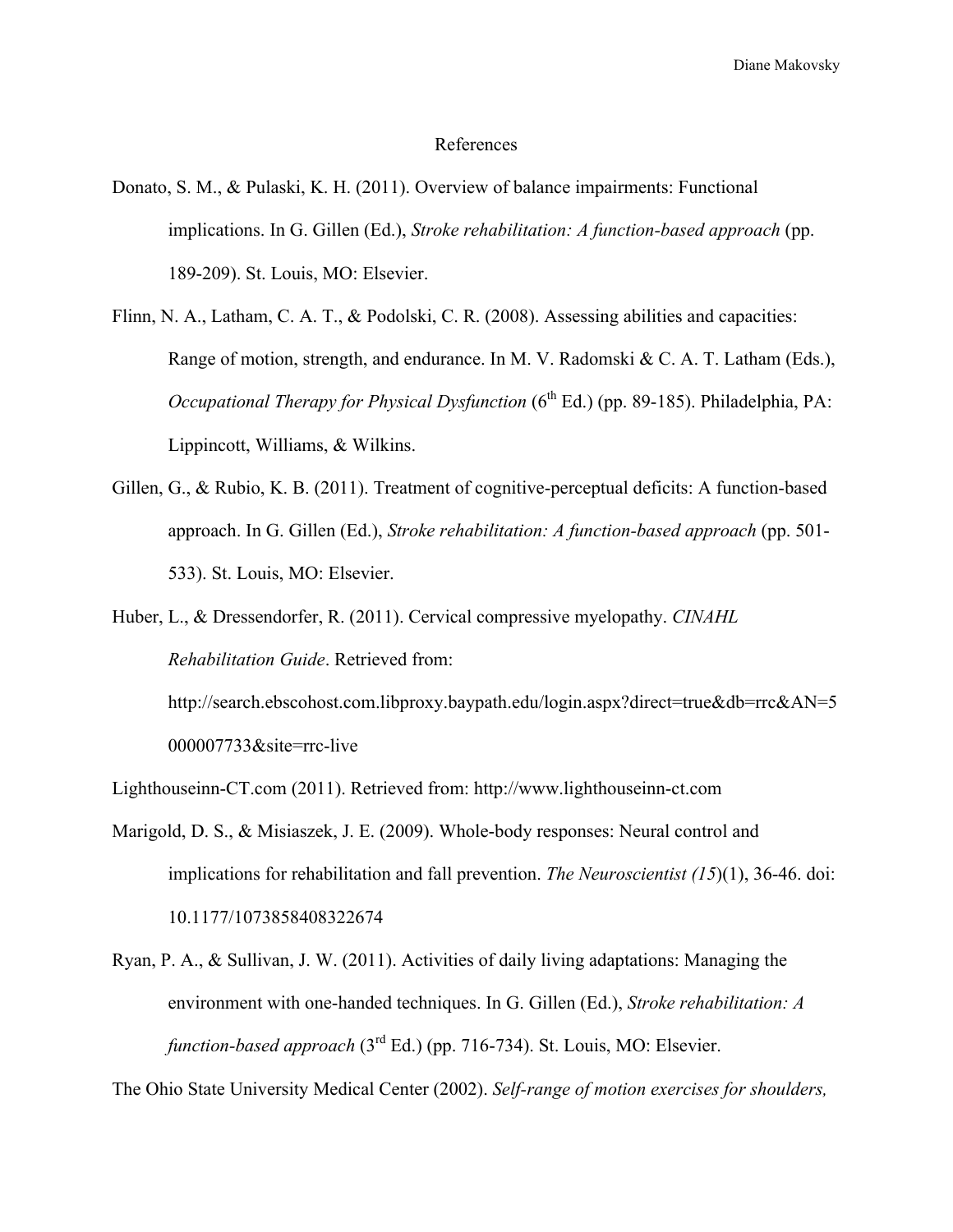# References

Donato, S. M., & Pulaski, K. H. (2011). Overview of balance impairments: Functional implications. In G. Gillen (Ed.), *Stroke rehabilitation: A function-based approach* (pp. 189-209). St. Louis, MO: Elsevier.

Flinn, N. A., Latham, C. A. T., & Podolski, C. R. (2008). Assessing abilities and capacities: Range of motion, strength, and endurance. In M. V. Radomski & C. A. T. Latham (Eds.), *Occupational Therapy for Physical Dysfunction* (6th Ed.) (pp. 89-185). Philadelphia, PA: Lippincott, Williams, & Wilkins.

Gillen, G., & Rubio, K. B. (2011). Treatment of cognitive-perceptual deficits: A function-based approach. In G. Gillen (Ed.), *Stroke rehabilitation: A function-based approach* (pp. 501-533). St. Louis, MO: Elsevier.

Huber, L., & Dressendorfer, R. (2011). Cervical compressive myelopathy. *CINAHL Rehabilitation Guide*. Retrieved from: http://search.ebscohost.com.libproxy.baypath.edu/login.aspx?direct=true&db=rrc&AN=5000007733&site=rrc-live

Lighthouseinn-CT.com (2011). Retrieved from: http://www.lighthouseinn-ct.com

Marigold, D. S., & Misiaszek, J. E. (2009). Whole-body responses: Neural control and implications for rehabilitation and fall prevention. *The Neuroscientist (15*)(1), 36-46. doi: 10.1177/1073858408322674

Ryan, P. A., & Sullivan, J. W. (2011). Activities of daily living adaptations: Managing the environment with one-handed techniques. In G. Gillen (Ed.), *Stroke rehabilitation: A function-based approach* (3rd Ed.) (pp. 716-734). St. Louis, MO: Elsevier.

The Ohio State University Medical Center (2002). *Self-range of motion exercises for shoulders,*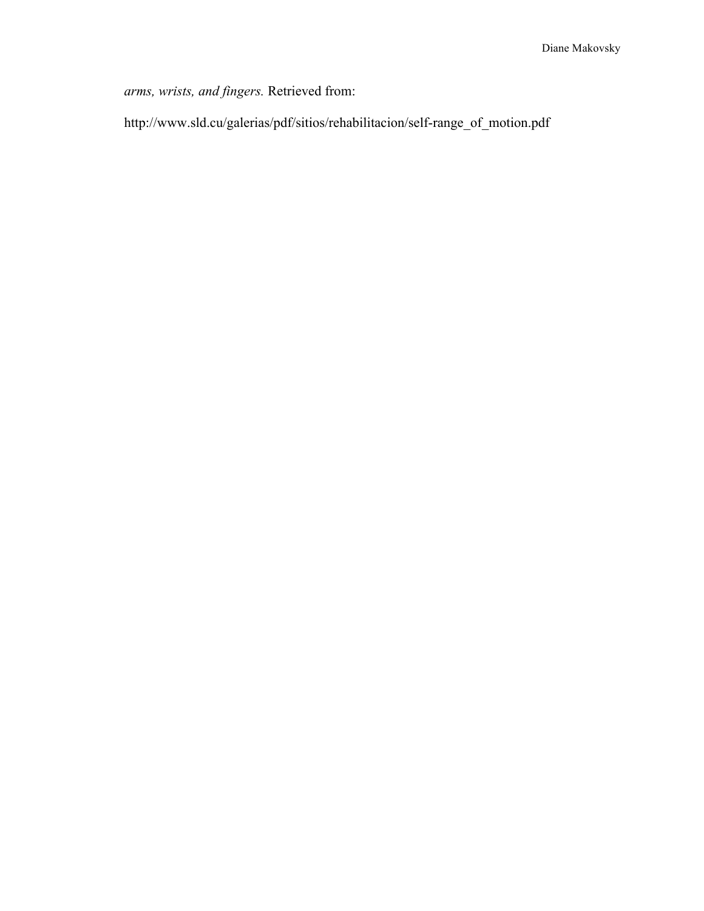*arms, wrists, and fingers.* Retrieved from:

http://www.sld.cu/galerias/pdf/sitios/rehabilitacion/self-range_of_motion.pdf